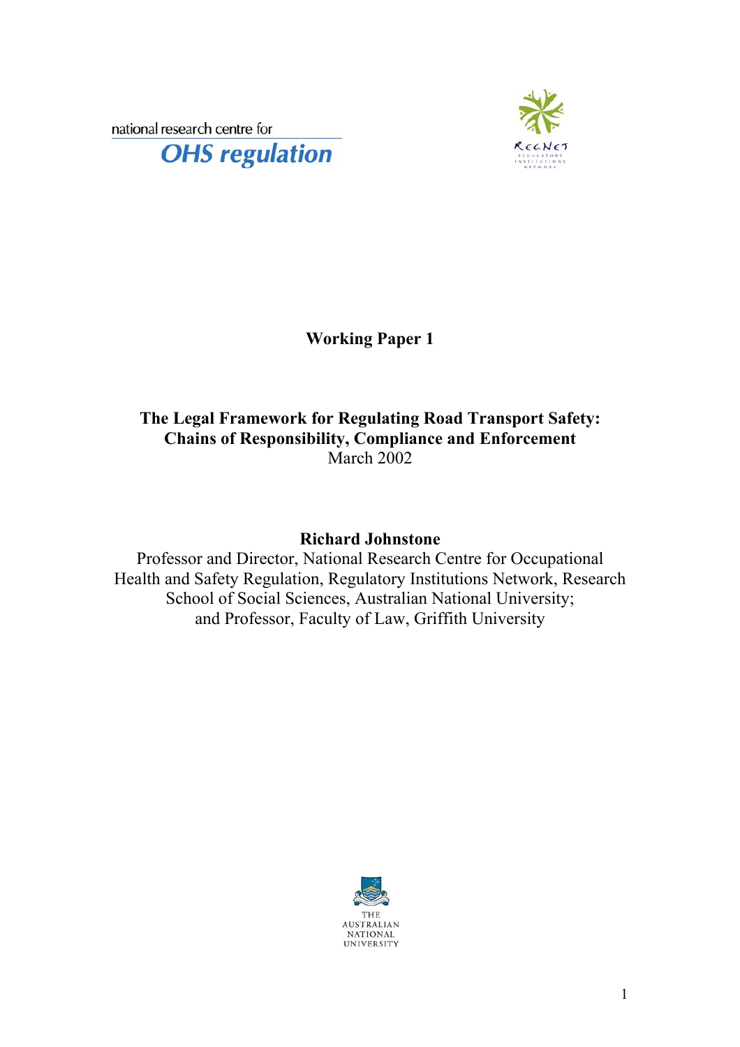national research centre for

**OHS regulation**

**Working Paper 1**

**The Legal Framework for Regulating Road Transport Safety: Chains of Responsibility, Compliance and Enforcement**

March 2002

**Richard Johnstone**

Professor and Director, National Research Centre for Occupational Health and Safety Regulation, Regulatory Institutions Network, Research School of Social Sciences, Australian National University; and Professor, Faculty of Law, Griffith University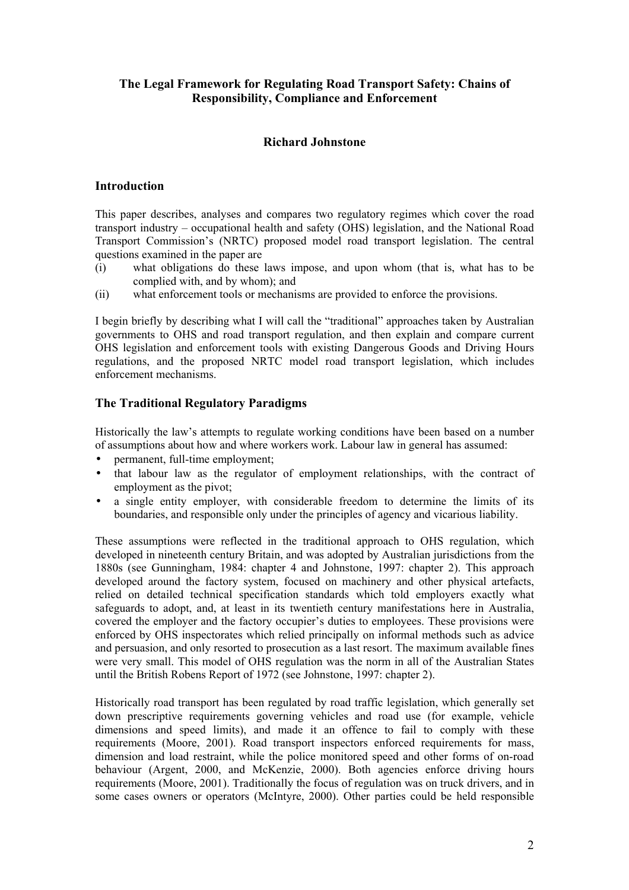# The Legal Framework for Regulating Road Transport Safety: Chains of Responsibility, Compliance and Enforcement

**Richard Johnstone**

## Introduction

This paper describes, analyses and compares two regulatory regimes which cover the road transport industry – occupational health and safety (OHS) legislation, and the National Road Transport Commission's (NRTC) proposed model road transport legislation. The central questions examined in the paper are

(i) what obligations do these laws impose, and upon whom (that is, what has to be complied with, and by whom); and
(ii) what enforcement tools or mechanisms are provided to enforce the provisions.

I begin briefly by describing what I will call the "traditional" approaches taken by Australian governments to OHS and road transport regulation, and then explain and compare current OHS legislation and enforcement tools with existing Dangerous Goods and Driving Hours regulations, and the proposed NRTC model road transport legislation, which includes enforcement mechanisms.

## The Traditional Regulatory Paradigms

Historically the law's attempts to regulate working conditions have been based on a number of assumptions about how and where workers work. Labour law in general has assumed:

- permanent, full-time employment;
- that labour law as the regulator of employment relationships, with the contract of employment as the pivot;
- a single entity employer, with considerable freedom to determine the limits of its boundaries, and responsible only under the principles of agency and vicarious liability.

These assumptions were reflected in the traditional approach to OHS regulation, which developed in nineteenth century Britain, and was adopted by Australian jurisdictions from the 1880s (see Gunningham, 1984: chapter 4 and Johnstone, 1997: chapter 2). This approach developed around the factory system, focused on machinery and other physical artefacts, relied on detailed technical specification standards which told employers exactly what safeguards to adopt, and, at least in its twentieth century manifestations here in Australia, covered the employer and the factory occupier's duties to employees. These provisions were enforced by OHS inspectorates which relied principally on informal methods such as advice and persuasion, and only resorted to prosecution as a last resort. The maximum available fines were very small. This model of OHS regulation was the norm in all of the Australian States until the British Robens Report of 1972 (see Johnstone, 1997: chapter 2).

Historically road transport has been regulated by road traffic legislation, which generally set down prescriptive requirements governing vehicles and road use (for example, vehicle dimensions and speed limits), and made it an offence to fail to comply with these requirements (Moore, 2001). Road transport inspectors enforced requirements for mass, dimension and load restraint, while the police monitored speed and other forms of on-road behaviour (Argent, 2000, and McKenzie, 2000). Both agencies enforce driving hours requirements (Moore, 2001). Traditionally the focus of regulation was on truck drivers, and in some cases owners or operators (McIntyre, 2000). Other parties could be held responsible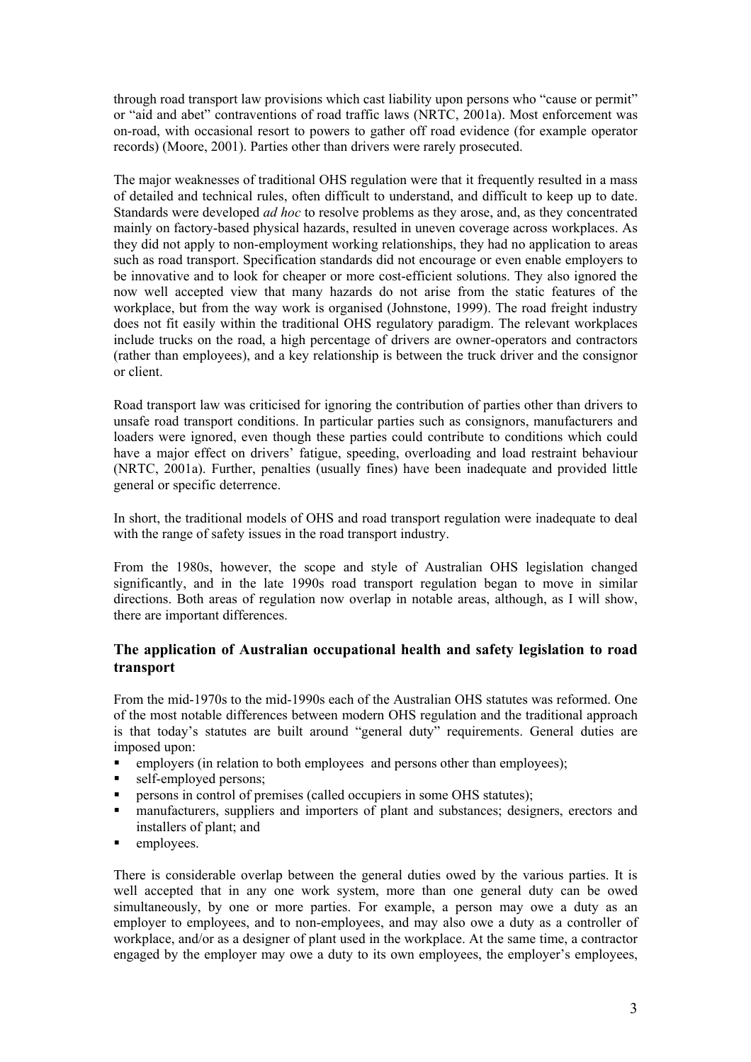through road transport law provisions which cast liability upon persons who "cause or permit" or "aid and abet" contraventions of road traffic laws (NRTC, 2001a). Most enforcement was on-road, with occasional resort to powers to gather off road evidence (for example operator records) (Moore, 2001). Parties other than drivers were rarely prosecuted.

The major weaknesses of traditional OHS regulation were that it frequently resulted in a mass of detailed and technical rules, often difficult to understand, and difficult to keep up to date. Standards were developed *ad hoc* to resolve problems as they arose, and, as they concentrated mainly on factory-based physical hazards, resulted in uneven coverage across workplaces. As they did not apply to non-employment working relationships, they had no application to areas such as road transport. Specification standards did not encourage or even enable employers to be innovative and to look for cheaper or more cost-efficient solutions. They also ignored the now well accepted view that many hazards do not arise from the static features of the workplace, but from the way work is organised (Johnstone, 1999). The road freight industry does not fit easily within the traditional OHS regulatory paradigm. The relevant workplaces include trucks on the road, a high percentage of drivers are owner-operators and contractors (rather than employees), and a key relationship is between the truck driver and the consignor or client.

Road transport law was criticised for ignoring the contribution of parties other than drivers to unsafe road transport conditions. In particular parties such as consignors, manufacturers and loaders were ignored, even though these parties could contribute to conditions which could have a major effect on drivers' fatigue, speeding, overloading and load restraint behaviour (NRTC, 2001a). Further, penalties (usually fines) have been inadequate and provided little general or specific deterrence.

In short, the traditional models of OHS and road transport regulation were inadequate to deal with the range of safety issues in the road transport industry.

From the 1980s, however, the scope and style of Australian OHS legislation changed significantly, and in the late 1990s road transport regulation began to move in similar directions. Both areas of regulation now overlap in notable areas, although, as I will show, there are important differences.

## The application of Australian occupational health and safety legislation to road transport

From the mid-1970s to the mid-1990s each of the Australian OHS statutes was reformed. One of the most notable differences between modern OHS regulation and the traditional approach is that today's statutes are built around "general duty" requirements. General duties are imposed upon:

- employers (in relation to both employees and persons other than employees);
- self-employed persons;
- persons in control of premises (called occupiers in some OHS statutes);
- manufacturers, suppliers and importers of plant and substances; designers, erectors and installers of plant; and
- employees.

There is considerable overlap between the general duties owed by the various parties. It is well accepted that in any one work system, more than one general duty can be owed simultaneously, by one or more parties. For example, a person may owe a duty as an employer to employees, and to non-employees, and may also owe a duty as a controller of workplace, and/or as a designer of plant used in the workplace. At the same time, a contractor engaged by the employer may owe a duty to its own employees, the employer's employees,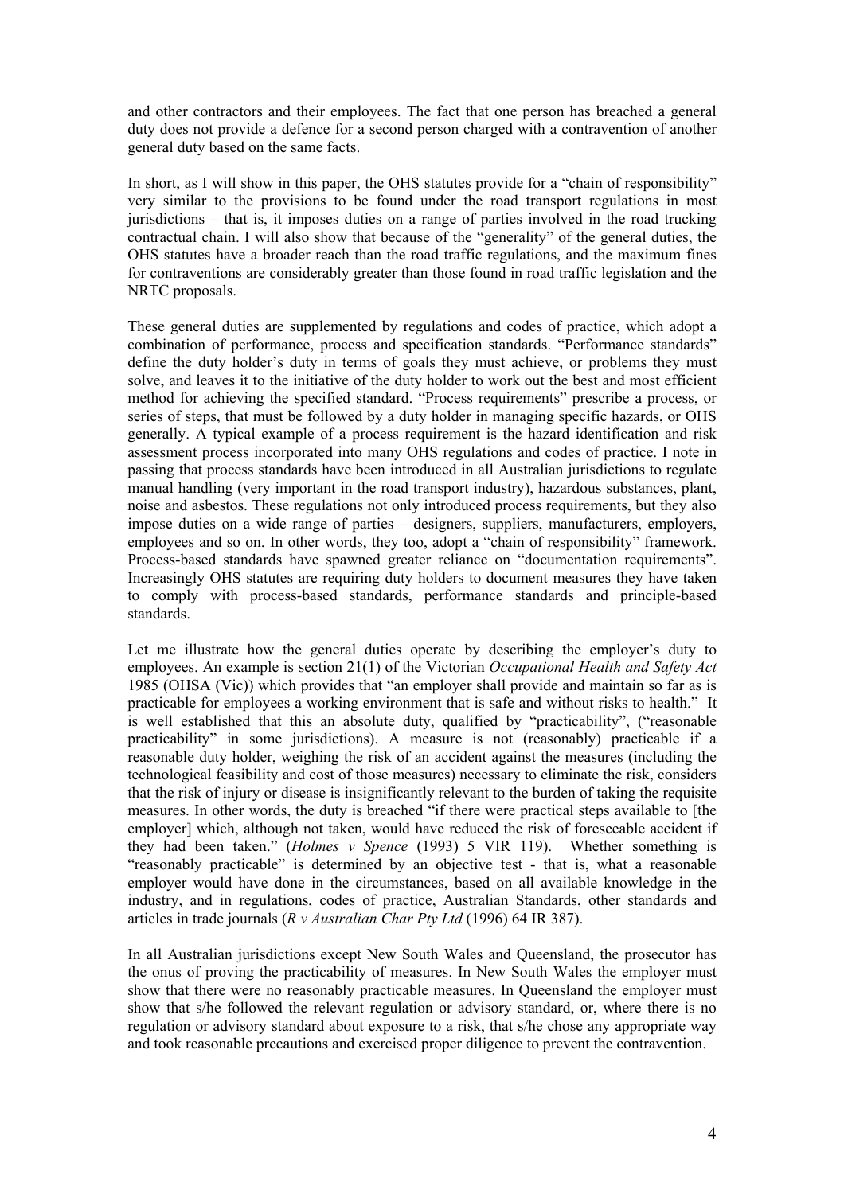and other contractors and their employees. The fact that one person has breached a general duty does not provide a defence for a second person charged with a contravention of another general duty based on the same facts.

In short, as I will show in this paper, the OHS statutes provide for a "chain of responsibility" very similar to the provisions to be found under the road transport regulations in most jurisdictions – that is, it imposes duties on a range of parties involved in the road trucking contractual chain. I will also show that because of the "generality" of the general duties, the OHS statutes have a broader reach than the road traffic regulations, and the maximum fines for contraventions are considerably greater than those found in road traffic legislation and the NRTC proposals.

These general duties are supplemented by regulations and codes of practice, which adopt a combination of performance, process and specification standards. "Performance standards" define the duty holder's duty in terms of goals they must achieve, or problems they must solve, and leaves it to the initiative of the duty holder to work out the best and most efficient method for achieving the specified standard. "Process requirements" prescribe a process, or series of steps, that must be followed by a duty holder in managing specific hazards, or OHS generally. A typical example of a process requirement is the hazard identification and risk assessment process incorporated into many OHS regulations and codes of practice. I note in passing that process standards have been introduced in all Australian jurisdictions to regulate manual handling (very important in the road transport industry), hazardous substances, plant, noise and asbestos. These regulations not only introduced process requirements, but they also impose duties on a wide range of parties – designers, suppliers, manufacturers, employers, employees and so on. In other words, they too, adopt a "chain of responsibility" framework. Process-based standards have spawned greater reliance on "documentation requirements". Increasingly OHS statutes are requiring duty holders to document measures they have taken to comply with process-based standards, performance standards and principle-based standards.

Let me illustrate how the general duties operate by describing the employer's duty to employees. An example is section 21(1) of the Victorian *Occupational Health and Safety Act* 1985 (OHSA (Vic)) which provides that "an employer shall provide and maintain so far as is practicable for employees a working environment that is safe and without risks to health." It is well established that this an absolute duty, qualified by "practicability", ("reasonable practicability" in some jurisdictions). A measure is not (reasonably) practicable if a reasonable duty holder, weighing the risk of an accident against the measures (including the technological feasibility and cost of those measures) necessary to eliminate the risk, considers that the risk of injury or disease is insignificantly relevant to the burden of taking the requisite measures. In other words, the duty is breached "if there were practical steps available to [the employer] which, although not taken, would have reduced the risk of foreseeable accident if they had been taken." (*Holmes v Spence* (1993) 5 VIR 119). Whether something is "reasonably practicable" is determined by an objective test - that is, what a reasonable employer would have done in the circumstances, based on all available knowledge in the industry, and in regulations, codes of practice, Australian Standards, other standards and articles in trade journals (*R v Australian Char Pty Ltd* (1996) 64 IR 387).

In all Australian jurisdictions except New South Wales and Queensland, the prosecutor has the onus of proving the practicability of measures. In New South Wales the employer must show that there were no reasonably practicable measures. In Queensland the employer must show that s/he followed the relevant regulation or advisory standard, or, where there is no regulation or advisory standard about exposure to a risk, that s/he chose any appropriate way and took reasonable precautions and exercised proper diligence to prevent the contravention.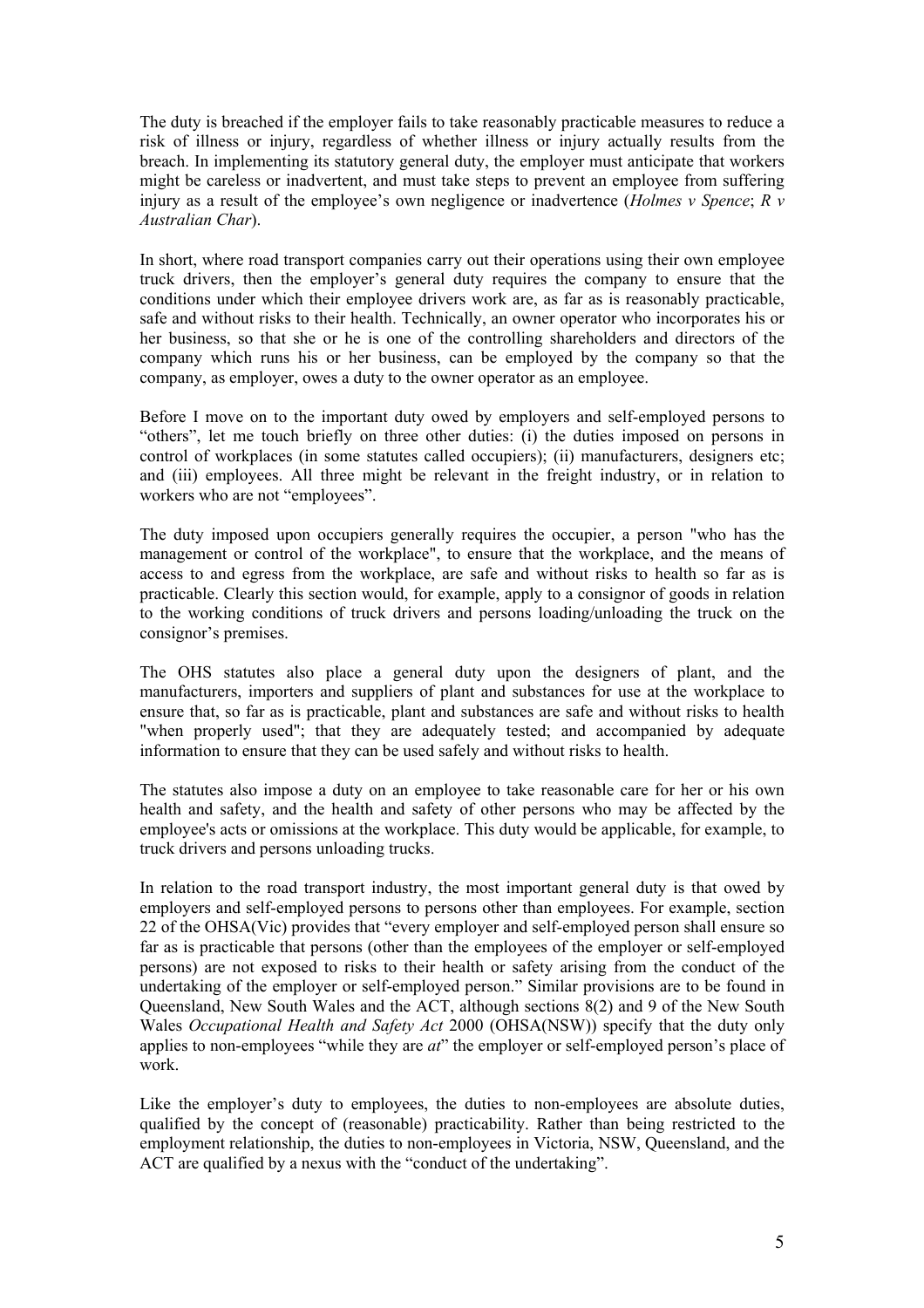The duty is breached if the employer fails to take reasonably practicable measures to reduce a risk of illness or injury, regardless of whether illness or injury actually results from the breach. In implementing its statutory general duty, the employer must anticipate that workers might be careless or inadvertent, and must take steps to prevent an employee from suffering injury as a result of the employee's own negligence or inadvertence (*Holmes v Spence*; *R v Australian Char*).

In short, where road transport companies carry out their operations using their own employee truck drivers, then the employer's general duty requires the company to ensure that the conditions under which their employee drivers work are, as far as is reasonably practicable, safe and without risks to their health. Technically, an owner operator who incorporates his or her business, so that she or he is one of the controlling shareholders and directors of the company which runs his or her business, can be employed by the company so that the company, as employer, owes a duty to the owner operator as an employee.

Before I move on to the important duty owed by employers and self-employed persons to "others", let me touch briefly on three other duties: (i) the duties imposed on persons in control of workplaces (in some statutes called occupiers); (ii) manufacturers, designers etc; and (iii) employees. All three might be relevant in the freight industry, or in relation to workers who are not "employees".

The duty imposed upon occupiers generally requires the occupier, a person "who has the management or control of the workplace", to ensure that the workplace, and the means of access to and egress from the workplace, are safe and without risks to health so far as is practicable. Clearly this section would, for example, apply to a consignor of goods in relation to the working conditions of truck drivers and persons loading/unloading the truck on the consignor's premises.

The OHS statutes also place a general duty upon the designers of plant, and the manufacturers, importers and suppliers of plant and substances for use at the workplace to ensure that, so far as is practicable, plant and substances are safe and without risks to health "when properly used"; that they are adequately tested; and accompanied by adequate information to ensure that they can be used safely and without risks to health.

The statutes also impose a duty on an employee to take reasonable care for her or his own health and safety, and the health and safety of other persons who may be affected by the employee's acts or omissions at the workplace. This duty would be applicable, for example, to truck drivers and persons unloading trucks.

In relation to the road transport industry, the most important general duty is that owed by employers and self-employed persons to persons other than employees. For example, section 22 of the OHSA(Vic) provides that "every employer and self-employed person shall ensure so far as is practicable that persons (other than the employees of the employer or self-employed persons) are not exposed to risks to their health or safety arising from the conduct of the undertaking of the employer or self-employed person." Similar provisions are to be found in Queensland, New South Wales and the ACT, although sections 8(2) and 9 of the New South Wales *Occupational Health and Safety Act* 2000 (OHSA(NSW)) specify that the duty only applies to non-employees "while they are *at*" the employer or self-employed person's place of work.

Like the employer's duty to employees, the duties to non-employees are absolute duties, qualified by the concept of (reasonable) practicability. Rather than being restricted to the employment relationship, the duties to non-employees in Victoria, NSW, Queensland, and the ACT are qualified by a nexus with the "conduct of the undertaking".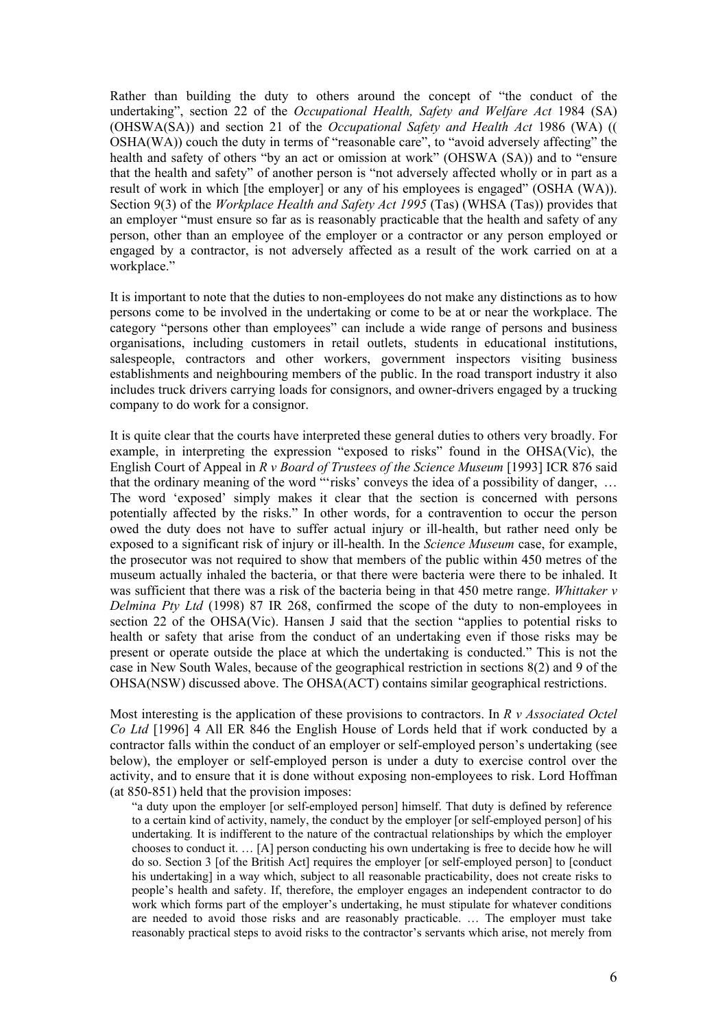Rather than building the duty to others around the concept of "the conduct of the undertaking", section 22 of the *Occupational Health, Safety and Welfare Act* 1984 (SA) (OHSWA(SA)) and section 21 of the *Occupational Safety and Health Act* 1986 (WA) (( OSHA(WA)) couch the duty in terms of "reasonable care", to "avoid adversely affecting" the health and safety of others "by an act or omission at work" (OHSWA (SA)) and to "ensure that the health and safety" of another person is "not adversely affected wholly or in part as a result of work in which [the employer] or any of his employees is engaged" (OSHA (WA)). Section 9(3) of the *Workplace Health and Safety Act 1995* (Tas) (WHSA (Tas)) provides that an employer "must ensure so far as is reasonably practicable that the health and safety of any person, other than an employee of the employer or a contractor or any person employed or engaged by a contractor, is not adversely affected as a result of the work carried on at a workplace."

It is important to note that the duties to non-employees do not make any distinctions as to how persons come to be involved in the undertaking or come to be at or near the workplace. The category "persons other than employees" can include a wide range of persons and business organisations, including customers in retail outlets, students in educational institutions, salespeople, contractors and other workers, government inspectors visiting business establishments and neighbouring members of the public. In the road transport industry it also includes truck drivers carrying loads for consignors, and owner-drivers engaged by a trucking company to do work for a consignor.

It is quite clear that the courts have interpreted these general duties to others very broadly. For example, in interpreting the expression "exposed to risks" found in the OHSA(Vic), the English Court of Appeal in *R v Board of Trustees of the Science Museum* [1993] ICR 876 said that the ordinary meaning of the word "'risks' conveys the idea of a possibility of danger, … The word 'exposed' simply makes it clear that the section is concerned with persons potentially affected by the risks." In other words, for a contravention to occur the person owed the duty does not have to suffer actual injury or ill-health, but rather need only be exposed to a significant risk of injury or ill-health. In the *Science Museum* case, for example, the prosecutor was not required to show that members of the public within 450 metres of the museum actually inhaled the bacteria, or that there were bacteria were there to be inhaled. It was sufficient that there was a risk of the bacteria being in that 450 metre range. *Whittaker v Delmina Pty Ltd* (1998) 87 IR 268, confirmed the scope of the duty to non-employees in section 22 of the OHSA(Vic). Hansen J said that the section "applies to potential risks to health or safety that arise from the conduct of an undertaking even if those risks may be present or operate outside the place at which the undertaking is conducted." This is not the case in New South Wales, because of the geographical restriction in sections 8(2) and 9 of the OHSA(NSW) discussed above. The OHSA(ACT) contains similar geographical restrictions.

Most interesting is the application of these provisions to contractors. In *R v Associated Octel Co Ltd* [1996] 4 All ER 846 the English House of Lords held that if work conducted by a contractor falls within the conduct of an employer or self-employed person's undertaking (see below), the employer or self-employed person is under a duty to exercise control over the activity, and to ensure that it is done without exposing non-employees to risk. Lord Hoffman (at 850-851) held that the provision imposes:

> "a duty upon the employer [or self-employed person] himself. That duty is defined by reference to a certain kind of activity, namely, the conduct by the employer [or self-employed person] of his undertaking*.* It is indifferent to the nature of the contractual relationships by which the employer chooses to conduct it. … [A] person conducting his own undertaking is free to decide how he will do so. Section 3 [of the British Act] requires the employer [or self-employed person] to [conduct his undertaking] in a way which, subject to all reasonable practicability, does not create risks to people's health and safety. If, therefore, the employer engages an independent contractor to do work which forms part of the employer's undertaking, he must stipulate for whatever conditions are needed to avoid those risks and are reasonably practicable. … The employer must take reasonably practical steps to avoid risks to the contractor's servants which arise, not merely from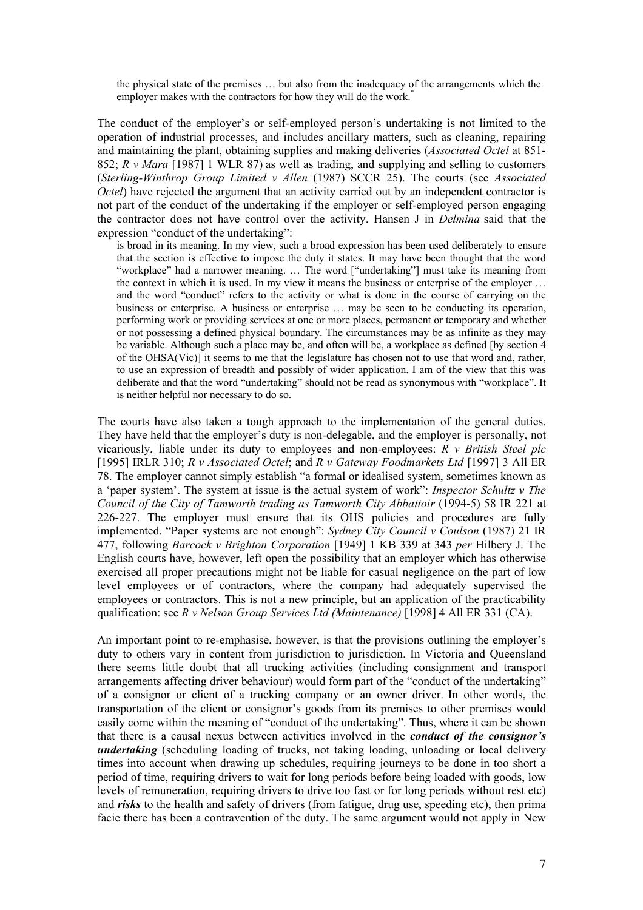> the physical state of the premises … but also from the inadequacy of the arrangements which the employer makes with the contractors for how they will do the work."

The conduct of the employer's or self-employed person's undertaking is not limited to the operation of industrial processes, and includes ancillary matters, such as cleaning, repairing and maintaining the plant, obtaining supplies and making deliveries (*Associated Octel* at 851-852; *R v Mara* [1987] 1 WLR 87) as well as trading, and supplying and selling to customers (*Sterling-Winthrop Group Limited v Allen* (1987) SCCR 25). The courts (see *Associated Octel*) have rejected the argument that an activity carried out by an independent contractor is not part of the conduct of the undertaking if the employer or self-employed person engaging the contractor does not have control over the activity. Hansen J in *Delmina* said that the expression "conduct of the undertaking":

> is broad in its meaning. In my view, such a broad expression has been used deliberately to ensure that the section is effective to impose the duty it states. It may have been thought that the word "workplace" had a narrower meaning. … The word ["undertaking"] must take its meaning from the context in which it is used. In my view it means the business or enterprise of the employer … and the word "conduct" refers to the activity or what is done in the course of carrying on the business or enterprise. A business or enterprise … may be seen to be conducting its operation, performing work or providing services at one or more places, permanent or temporary and whether or not possessing a defined physical boundary. The circumstances may be as infinite as they may be variable. Although such a place may be, and often will be, a workplace as defined [by section 4 of the OHSA(Vic)] it seems to me that the legislature has chosen not to use that word and, rather, to use an expression of breadth and possibly of wider application. I am of the view that this was deliberate and that the word "undertaking" should not be read as synonymous with "workplace". It is neither helpful nor necessary to do so.

The courts have also taken a tough approach to the implementation of the general duties. They have held that the employer's duty is non-delegable, and the employer is personally, not vicariously, liable under its duty to employees and non-employees: *R v British Steel plc* [1995] IRLR 310; *R v Associated Octel*; and *R v Gateway Foodmarkets Ltd* [1997] 3 All ER 78. The employer cannot simply establish "a formal or idealised system, sometimes known as a 'paper system'. The system at issue is the actual system of work": *Inspector Schultz v The Council of the City of Tamworth trading as Tamworth City Abbattoir* (1994-5) 58 IR 221 at 226-227. The employer must ensure that its OHS policies and procedures are fully implemented. "Paper systems are not enough": *Sydney City Council v Coulson* (1987) 21 IR 477, following *Barcock v Brighton Corporation* [1949] 1 KB 339 at 343 *per* Hilbery J. The English courts have, however, left open the possibility that an employer which has otherwise exercised all proper precautions might not be liable for casual negligence on the part of low level employees or of contractors, where the company had adequately supervised the employees or contractors. This is not a new principle, but an application of the practicability qualification: see *R v Nelson Group Services Ltd (Maintenance)* [1998] 4 All ER 331 (CA).

An important point to re-emphasise, however, is that the provisions outlining the employer's duty to others vary in content from jurisdiction to jurisdiction. In Victoria and Queensland there seems little doubt that all trucking activities (including consignment and transport arrangements affecting driver behaviour) would form part of the "conduct of the undertaking" of a consignor or client of a trucking company or an owner driver. In other words, the transportation of the client or consignor's goods from its premises to other premises would easily come within the meaning of "conduct of the undertaking". Thus, where it can be shown that there is a causal nexus between activities involved in the ***conduct of the consignor's undertaking*** (scheduling loading of trucks, not taking loading, unloading or local delivery times into account when drawing up schedules, requiring journeys to be done in too short a period of time, requiring drivers to wait for long periods before being loaded with goods, low levels of remuneration, requiring drivers to drive too fast or for long periods without rest etc) and ***risks*** to the health and safety of drivers (from fatigue, drug use, speeding etc), then prima facie there has been a contravention of the duty. The same argument would not apply in New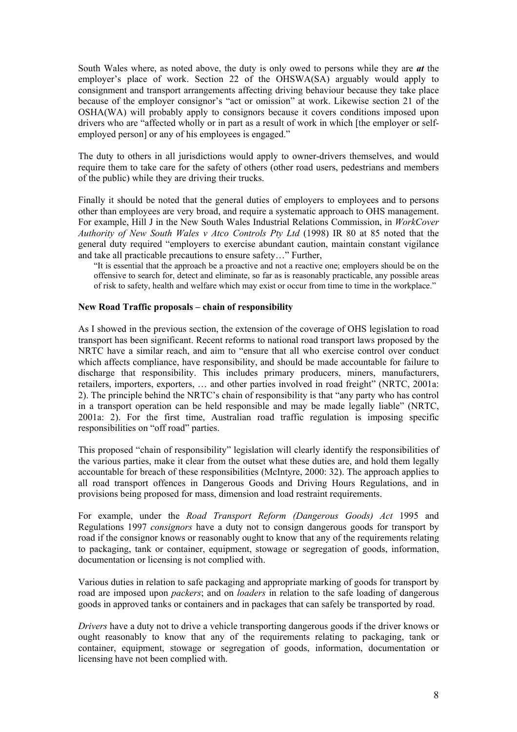South Wales where, as noted above, the duty is only owed to persons while they are ***at*** the employer's place of work. Section 22 of the OHSWA(SA) arguably would apply to consignment and transport arrangements affecting driving behaviour because they take place because of the employer consignor's "act or omission" at work. Likewise section 21 of the OSHA(WA) will probably apply to consignors because it covers conditions imposed upon drivers who are "affected wholly or in part as a result of work in which [the employer or self-employed person] or any of his employees is engaged."

The duty to others in all jurisdictions would apply to owner-drivers themselves, and would require them to take care for the safety of others (other road users, pedestrians and members of the public) while they are driving their trucks.

Finally it should be noted that the general duties of employers to employees and to persons other than employees are very broad, and require a systematic approach to OHS management. For example, Hill J in the New South Wales Industrial Relations Commission, in *WorkCover Authority of New South Wales v Atco Controls Pty Ltd* (1998) IR 80 at 85 noted that the general duty required "employers to exercise abundant caution, maintain constant vigilance and take all practicable precautions to ensure safety…" Further,

> "It is essential that the approach be a proactive and not a reactive one; employers should be on the offensive to search for, detect and eliminate, so far as is reasonably practicable, any possible areas of risk to safety, health and welfare which may exist or occur from time to time in the workplace."

**New Road Traffic proposals – chain of responsibility**

As I showed in the previous section, the extension of the coverage of OHS legislation to road transport has been significant. Recent reforms to national road transport laws proposed by the NRTC have a similar reach, and aim to "ensure that all who exercise control over conduct which affects compliance, have responsibility, and should be made accountable for failure to discharge that responsibility. This includes primary producers, miners, manufacturers, retailers, importers, exporters, … and other parties involved in road freight" (NRTC, 2001a: 2). The principle behind the NRTC's chain of responsibility is that "any party who has control in a transport operation can be held responsible and may be made legally liable" (NRTC, 2001a: 2). For the first time, Australian road traffic regulation is imposing specific responsibilities on "off road" parties.

This proposed "chain of responsibility" legislation will clearly identify the responsibilities of the various parties, make it clear from the outset what these duties are, and hold them legally accountable for breach of these responsibilities (McIntyre, 2000: 32). The approach applies to all road transport offences in Dangerous Goods and Driving Hours Regulations, and in provisions being proposed for mass, dimension and load restraint requirements.

For example, under the *Road Transport Reform (Dangerous Goods) Act* 1995 and Regulations 1997 *consignors* have a duty not to consign dangerous goods for transport by road if the consignor knows or reasonably ought to know that any of the requirements relating to packaging, tank or container, equipment, stowage or segregation of goods, information, documentation or licensing is not complied with.

Various duties in relation to safe packaging and appropriate marking of goods for transport by road are imposed upon *packers*; and on *loaders* in relation to the safe loading of dangerous goods in approved tanks or containers and in packages that can safely be transported by road.

*Drivers* have a duty not to drive a vehicle transporting dangerous goods if the driver knows or ought reasonably to know that any of the requirements relating to packaging, tank or container, equipment, stowage or segregation of goods, information, documentation or licensing have not been complied with.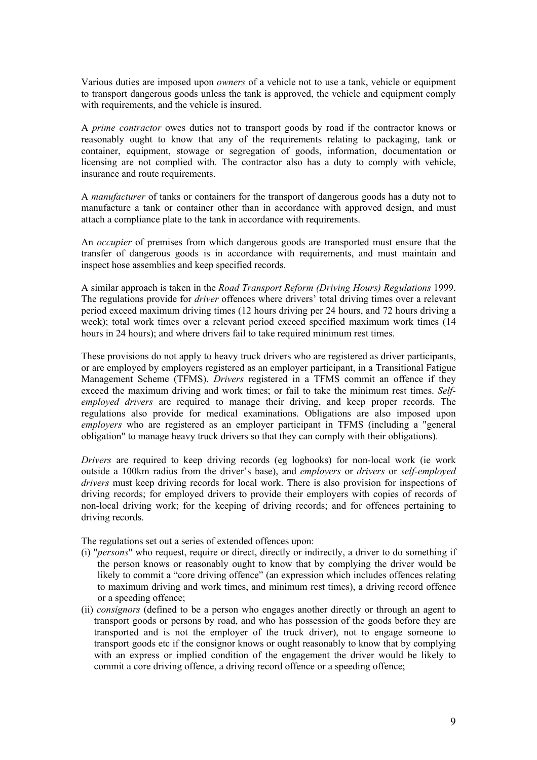Various duties are imposed upon *owners* of a vehicle not to use a tank, vehicle or equipment to transport dangerous goods unless the tank is approved, the vehicle and equipment comply with requirements, and the vehicle is insured.

A *prime contractor* owes duties not to transport goods by road if the contractor knows or reasonably ought to know that any of the requirements relating to packaging, tank or container, equipment, stowage or segregation of goods, information, documentation or licensing are not complied with. The contractor also has a duty to comply with vehicle, insurance and route requirements.

A *manufacturer* of tanks or containers for the transport of dangerous goods has a duty not to manufacture a tank or container other than in accordance with approved design, and must attach a compliance plate to the tank in accordance with requirements.

An *occupier* of premises from which dangerous goods are transported must ensure that the transfer of dangerous goods is in accordance with requirements, and must maintain and inspect hose assemblies and keep specified records.

A similar approach is taken in the *Road Transport Reform (Driving Hours) Regulations* 1999. The regulations provide for *driver* offences where drivers' total driving times over a relevant period exceed maximum driving times (12 hours driving per 24 hours, and 72 hours driving a week); total work times over a relevant period exceed specified maximum work times (14 hours in 24 hours); and where drivers fail to take required minimum rest times.

These provisions do not apply to heavy truck drivers who are registered as driver participants, or are employed by employers registered as an employer participant, in a Transitional Fatigue Management Scheme (TFMS). *Drivers* registered in a TFMS commit an offence if they exceed the maximum driving and work times; or fail to take the minimum rest times. *Self-employed drivers* are required to manage their driving, and keep proper records. The regulations also provide for medical examinations. Obligations are also imposed upon *employers* who are registered as an employer participant in TFMS (including a "general obligation" to manage heavy truck drivers so that they can comply with their obligations).

*Drivers* are required to keep driving records (eg logbooks) for non-local work (ie work outside a 100km radius from the driver's base), and *employers* or *drivers* or *self-employed drivers* must keep driving records for local work. There is also provision for inspections of driving records; for employed drivers to provide their employers with copies of records of non-local driving work; for the keeping of driving records; and for offences pertaining to driving records.

The regulations set out a series of extended offences upon:

(i) "*persons*" who request, require or direct, directly or indirectly, a driver to do something if the person knows or reasonably ought to know that by complying the driver would be likely to commit a "core driving offence" (an expression which includes offences relating to maximum driving and work times, and minimum rest times), a driving record offence or a speeding offence;

(ii) *consignors* (defined to be a person who engages another directly or through an agent to transport goods or persons by road, and who has possession of the goods before they are transported and is not the employer of the truck driver), not to engage someone to transport goods etc if the consignor knows or ought reasonably to know that by complying with an express or implied condition of the engagement the driver would be likely to commit a core driving offence, a driving record offence or a speeding offence;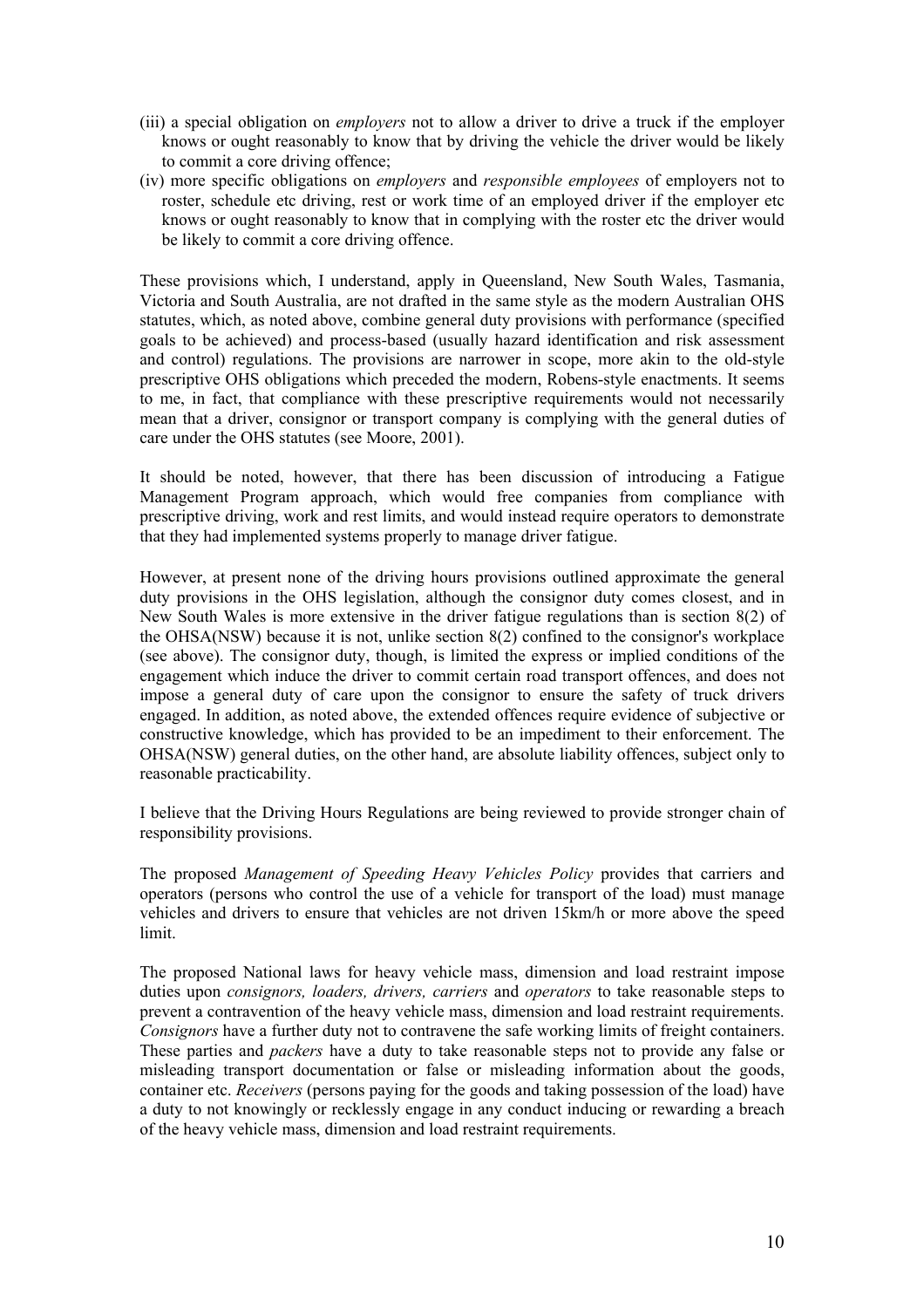(iii) a special obligation on *employers* not to allow a driver to drive a truck if the employer knows or ought reasonably to know that by driving the vehicle the driver would be likely to commit a core driving offence;

(iv) more specific obligations on *employers* and *responsible employees* of employers not to roster, schedule etc driving, rest or work time of an employed driver if the employer etc knows or ought reasonably to know that in complying with the roster etc the driver would be likely to commit a core driving offence.

These provisions which, I understand, apply in Queensland, New South Wales, Tasmania, Victoria and South Australia, are not drafted in the same style as the modern Australian OHS statutes, which, as noted above, combine general duty provisions with performance (specified goals to be achieved) and process-based (usually hazard identification and risk assessment and control) regulations. The provisions are narrower in scope, more akin to the old-style prescriptive OHS obligations which preceded the modern, Robens-style enactments. It seems to me, in fact, that compliance with these prescriptive requirements would not necessarily mean that a driver, consignor or transport company is complying with the general duties of care under the OHS statutes (see Moore, 2001).

It should be noted, however, that there has been discussion of introducing a Fatigue Management Program approach, which would free companies from compliance with prescriptive driving, work and rest limits, and would instead require operators to demonstrate that they had implemented systems properly to manage driver fatigue.

However, at present none of the driving hours provisions outlined approximate the general duty provisions in the OHS legislation, although the consignor duty comes closest, and in New South Wales is more extensive in the driver fatigue regulations than is section 8(2) of the OHSA(NSW) because it is not, unlike section 8(2) confined to the consignor's workplace (see above). The consignor duty, though, is limited the express or implied conditions of the engagement which induce the driver to commit certain road transport offences, and does not impose a general duty of care upon the consignor to ensure the safety of truck drivers engaged. In addition, as noted above, the extended offences require evidence of subjective or constructive knowledge, which has provided to be an impediment to their enforcement. The OHSA(NSW) general duties, on the other hand, are absolute liability offences, subject only to reasonable practicability.

I believe that the Driving Hours Regulations are being reviewed to provide stronger chain of responsibility provisions.

The proposed *Management of Speeding Heavy Vehicles Policy* provides that carriers and operators (persons who control the use of a vehicle for transport of the load) must manage vehicles and drivers to ensure that vehicles are not driven 15km/h or more above the speed limit.

The proposed National laws for heavy vehicle mass, dimension and load restraint impose duties upon *consignors, loaders, drivers, carriers* and *operators* to take reasonable steps to prevent a contravention of the heavy vehicle mass, dimension and load restraint requirements. *Consignors* have a further duty not to contravene the safe working limits of freight containers. These parties and *packers* have a duty to take reasonable steps not to provide any false or misleading transport documentation or false or misleading information about the goods, container etc. *Receivers* (persons paying for the goods and taking possession of the load) have a duty to not knowingly or recklessly engage in any conduct inducing or rewarding a breach of the heavy vehicle mass, dimension and load restraint requirements.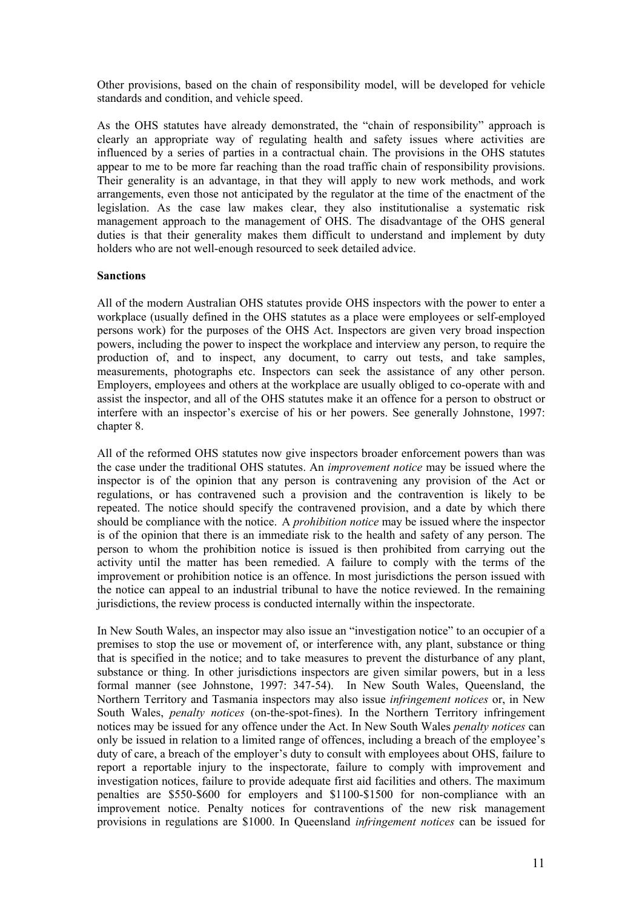Other provisions, based on the chain of responsibility model, will be developed for vehicle standards and condition, and vehicle speed.

As the OHS statutes have already demonstrated, the "chain of responsibility" approach is clearly an appropriate way of regulating health and safety issues where activities are influenced by a series of parties in a contractual chain. The provisions in the OHS statutes appear to me to be more far reaching than the road traffic chain of responsibility provisions. Their generality is an advantage, in that they will apply to new work methods, and work arrangements, even those not anticipated by the regulator at the time of the enactment of the legislation. As the case law makes clear, they also institutionalise a systematic risk management approach to the management of OHS. The disadvantage of the OHS general duties is that their generality makes them difficult to understand and implement by duty holders who are not well-enough resourced to seek detailed advice.

**Sanctions**

All of the modern Australian OHS statutes provide OHS inspectors with the power to enter a workplace (usually defined in the OHS statutes as a place were employees or self-employed persons work) for the purposes of the OHS Act. Inspectors are given very broad inspection powers, including the power to inspect the workplace and interview any person, to require the production of, and to inspect, any document, to carry out tests, and take samples, measurements, photographs etc. Inspectors can seek the assistance of any other person. Employers, employees and others at the workplace are usually obliged to co-operate with and assist the inspector, and all of the OHS statutes make it an offence for a person to obstruct or interfere with an inspector's exercise of his or her powers. See generally Johnstone, 1997: chapter 8.

All of the reformed OHS statutes now give inspectors broader enforcement powers than was the case under the traditional OHS statutes. An *improvement notice* may be issued where the inspector is of the opinion that any person is contravening any provision of the Act or regulations, or has contravened such a provision and the contravention is likely to be repeated. The notice should specify the contravened provision, and a date by which there should be compliance with the notice. A *prohibition notice* may be issued where the inspector is of the opinion that there is an immediate risk to the health and safety of any person. The person to whom the prohibition notice is issued is then prohibited from carrying out the activity until the matter has been remedied. A failure to comply with the terms of the improvement or prohibition notice is an offence. In most jurisdictions the person issued with the notice can appeal to an industrial tribunal to have the notice reviewed. In the remaining jurisdictions, the review process is conducted internally within the inspectorate.

In New South Wales, an inspector may also issue an "investigation notice" to an occupier of a premises to stop the use or movement of, or interference with, any plant, substance or thing that is specified in the notice; and to take measures to prevent the disturbance of any plant, substance or thing. In other jurisdictions inspectors are given similar powers, but in a less formal manner (see Johnstone, 1997: 347-54). In New South Wales, Queensland, the Northern Territory and Tasmania inspectors may also issue *infringement notices* or, in New South Wales, *penalty notices* (on-the-spot-fines). In the Northern Territory infringement notices may be issued for any offence under the Act. In New South Wales *penalty notices* can only be issued in relation to a limited range of offences, including a breach of the employee's duty of care, a breach of the employer's duty to consult with employees about OHS, failure to report a reportable injury to the inspectorate, failure to comply with improvement and investigation notices, failure to provide adequate first aid facilities and others. The maximum penalties are $550-$600 for employers and $1100-$1500 for non-compliance with an improvement notice. Penalty notices for contraventions of the new risk management provisions in regulations are $1000. In Queensland *infringement notices* can be issued for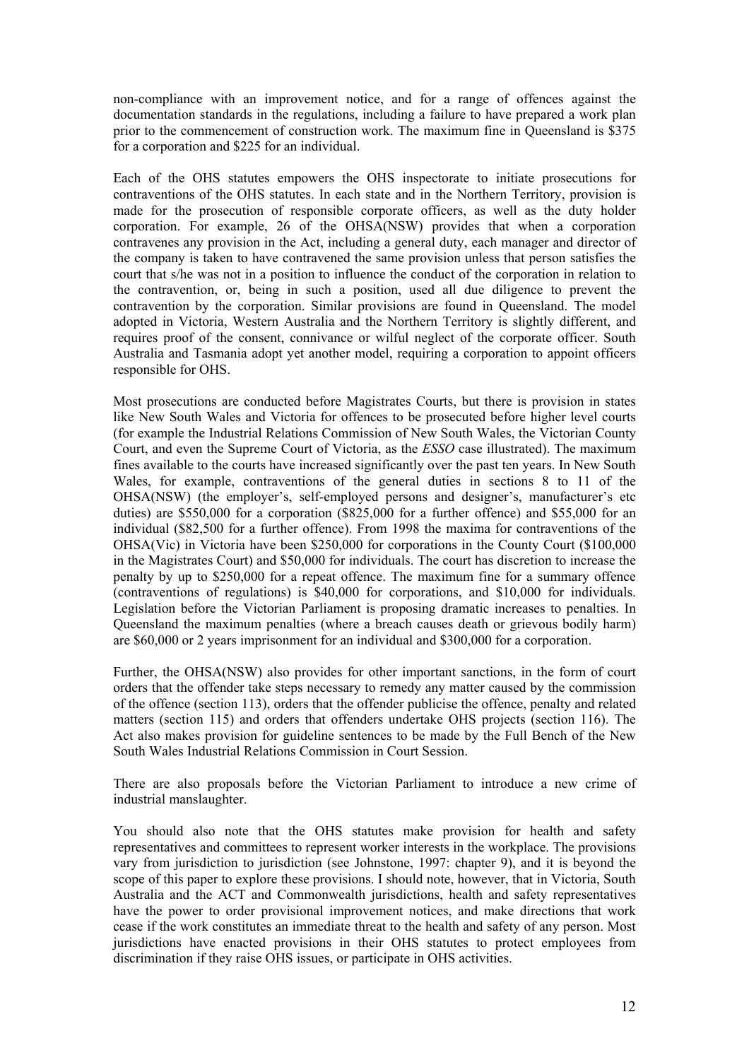non-compliance with an improvement notice, and for a range of offences against the documentation standards in the regulations, including a failure to have prepared a work plan prior to the commencement of construction work. The maximum fine in Queensland is $375 for a corporation and $225 for an individual.

Each of the OHS statutes empowers the OHS inspectorate to initiate prosecutions for contraventions of the OHS statutes. In each state and in the Northern Territory, provision is made for the prosecution of responsible corporate officers, as well as the duty holder corporation. For example, 26 of the OHSA(NSW) provides that when a corporation contravenes any provision in the Act, including a general duty, each manager and director of the company is taken to have contravened the same provision unless that person satisfies the court that s/he was not in a position to influence the conduct of the corporation in relation to the contravention, or, being in such a position, used all due diligence to prevent the contravention by the corporation. Similar provisions are found in Queensland. The model adopted in Victoria, Western Australia and the Northern Territory is slightly different, and requires proof of the consent, connivance or wilful neglect of the corporate officer. South Australia and Tasmania adopt yet another model, requiring a corporation to appoint officers responsible for OHS.

Most prosecutions are conducted before Magistrates Courts, but there is provision in states like New South Wales and Victoria for offences to be prosecuted before higher level courts (for example the Industrial Relations Commission of New South Wales, the Victorian County Court, and even the Supreme Court of Victoria, as the *ESSO* case illustrated). The maximum fines available to the courts have increased significantly over the past ten years. In New South Wales, for example, contraventions of the general duties in sections 8 to 11 of the OHSA(NSW) (the employer's, self-employed persons and designer's, manufacturer's etc duties) are $550,000 for a corporation ($825,000 for a further offence) and $55,000 for an individual ($82,500 for a further offence). From 1998 the maxima for contraventions of the OHSA(Vic) in Victoria have been $250,000 for corporations in the County Court ($100,000 in the Magistrates Court) and $50,000 for individuals. The court has discretion to increase the penalty by up to $250,000 for a repeat offence. The maximum fine for a summary offence (contraventions of regulations) is $40,000 for corporations, and $10,000 for individuals. Legislation before the Victorian Parliament is proposing dramatic increases to penalties. In Queensland the maximum penalties (where a breach causes death or grievous bodily harm) are $60,000 or 2 years imprisonment for an individual and $300,000 for a corporation.

Further, the OHSA(NSW) also provides for other important sanctions, in the form of court orders that the offender take steps necessary to remedy any matter caused by the commission of the offence (section 113), orders that the offender publicise the offence, penalty and related matters (section 115) and orders that offenders undertake OHS projects (section 116). The Act also makes provision for guideline sentences to be made by the Full Bench of the New South Wales Industrial Relations Commission in Court Session.

There are also proposals before the Victorian Parliament to introduce a new crime of industrial manslaughter.

You should also note that the OHS statutes make provision for health and safety representatives and committees to represent worker interests in the workplace. The provisions vary from jurisdiction to jurisdiction (see Johnstone, 1997: chapter 9), and it is beyond the scope of this paper to explore these provisions. I should note, however, that in Victoria, South Australia and the ACT and Commonwealth jurisdictions, health and safety representatives have the power to order provisional improvement notices, and make directions that work cease if the work constitutes an immediate threat to the health and safety of any person. Most jurisdictions have enacted provisions in their OHS statutes to protect employees from discrimination if they raise OHS issues, or participate in OHS activities.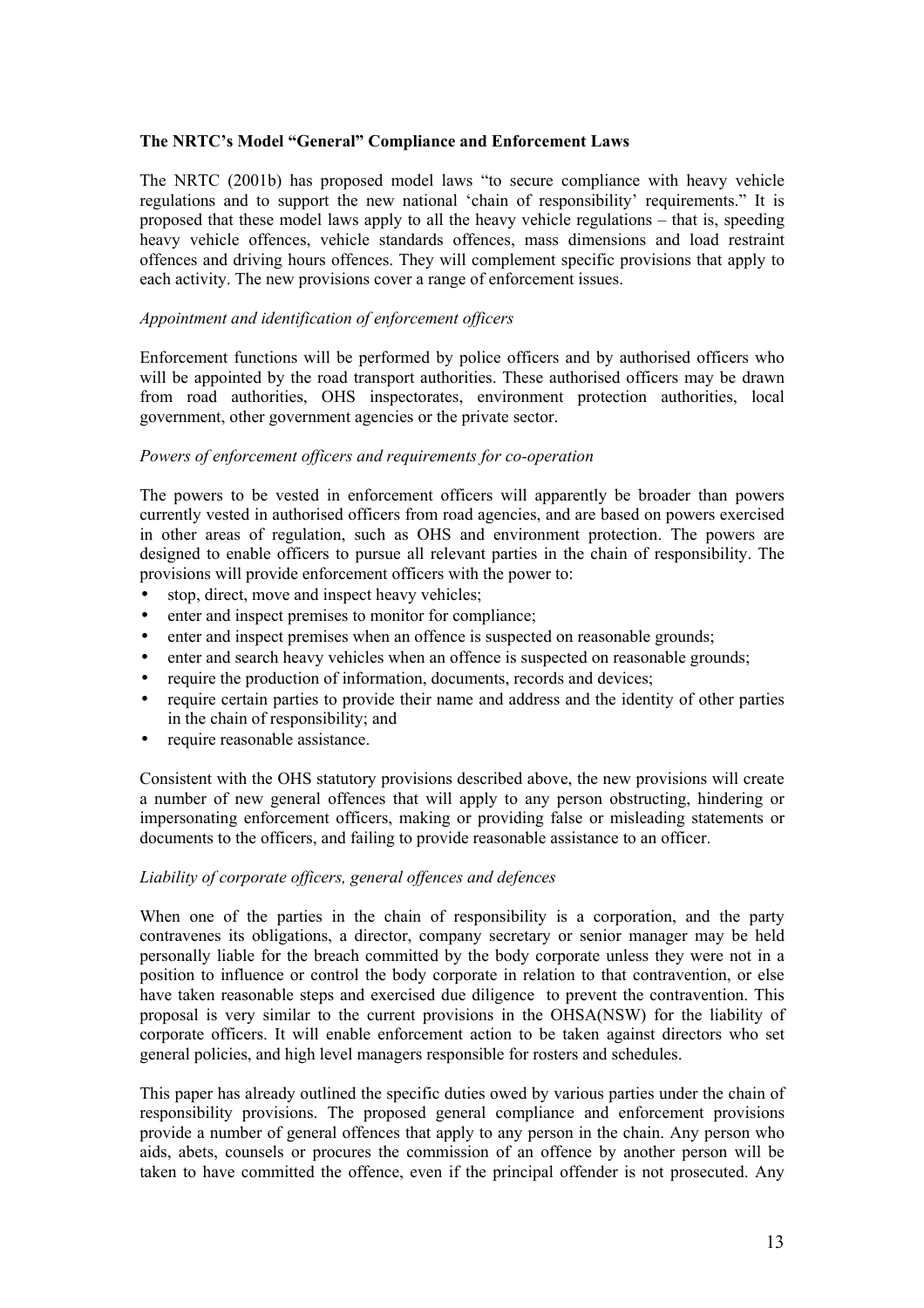**The NRTC's Model "General" Compliance and Enforcement Laws**

The NRTC (2001b) has proposed model laws "to secure compliance with heavy vehicle regulations and to support the new national 'chain of responsibility' requirements." It is proposed that these model laws apply to all the heavy vehicle regulations – that is, speeding heavy vehicle offences, vehicle standards offences, mass dimensions and load restraint offences and driving hours offences. They will complement specific provisions that apply to each activity. The new provisions cover a range of enforcement issues.

*Appointment and identification of enforcement officers*

Enforcement functions will be performed by police officers and by authorised officers who will be appointed by the road transport authorities. These authorised officers may be drawn from road authorities, OHS inspectorates, environment protection authorities, local government, other government agencies or the private sector.

*Powers of enforcement officers and requirements for co-operation*

The powers to be vested in enforcement officers will apparently be broader than powers currently vested in authorised officers from road agencies, and are based on powers exercised in other areas of regulation, such as OHS and environment protection. The powers are designed to enable officers to pursue all relevant parties in the chain of responsibility. The provisions will provide enforcement officers with the power to:

- stop, direct, move and inspect heavy vehicles;
- enter and inspect premises to monitor for compliance;
- enter and inspect premises when an offence is suspected on reasonable grounds;
- enter and search heavy vehicles when an offence is suspected on reasonable grounds;
- require the production of information, documents, records and devices;
- require certain parties to provide their name and address and the identity of other parties in the chain of responsibility; and
- require reasonable assistance.

Consistent with the OHS statutory provisions described above, the new provisions will create a number of new general offences that will apply to any person obstructing, hindering or impersonating enforcement officers, making or providing false or misleading statements or documents to the officers, and failing to provide reasonable assistance to an officer.

*Liability of corporate officers, general offences and defences*

When one of the parties in the chain of responsibility is a corporation, and the party contravenes its obligations, a director, company secretary or senior manager may be held personally liable for the breach committed by the body corporate unless they were not in a position to influence or control the body corporate in relation to that contravention, or else have taken reasonable steps and exercised due diligence to prevent the contravention. This proposal is very similar to the current provisions in the OHSA(NSW) for the liability of corporate officers. It will enable enforcement action to be taken against directors who set general policies, and high level managers responsible for rosters and schedules.

This paper has already outlined the specific duties owed by various parties under the chain of responsibility provisions. The proposed general compliance and enforcement provisions provide a number of general offences that apply to any person in the chain. Any person who aids, abets, counsels or procures the commission of an offence by another person will be taken to have committed the offence, even if the principal offender is not prosecuted. Any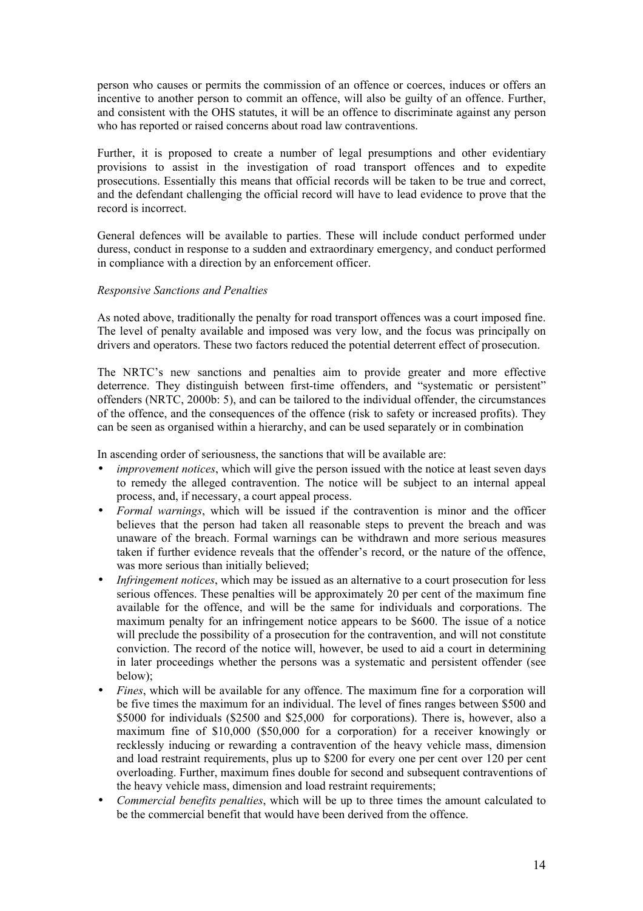person who causes or permits the commission of an offence or coerces, induces or offers an incentive to another person to commit an offence, will also be guilty of an offence. Further, and consistent with the OHS statutes, it will be an offence to discriminate against any person who has reported or raised concerns about road law contraventions.

Further, it is proposed to create a number of legal presumptions and other evidentiary provisions to assist in the investigation of road transport offences and to expedite prosecutions. Essentially this means that official records will be taken to be true and correct, and the defendant challenging the official record will have to lead evidence to prove that the record is incorrect.

General defences will be available to parties. These will include conduct performed under duress, conduct in response to a sudden and extraordinary emergency, and conduct performed in compliance with a direction by an enforcement officer.

*Responsive Sanctions and Penalties*

As noted above, traditionally the penalty for road transport offences was a court imposed fine. The level of penalty available and imposed was very low, and the focus was principally on drivers and operators. These two factors reduced the potential deterrent effect of prosecution.

The NRTC's new sanctions and penalties aim to provide greater and more effective deterrence. They distinguish between first-time offenders, and "systematic or persistent" offenders (NRTC, 2000b: 5), and can be tailored to the individual offender, the circumstances of the offence, and the consequences of the offence (risk to safety or increased profits). They can be seen as organised within a hierarchy, and can be used separately or in combination

In ascending order of seriousness, the sanctions that will be available are:

- *improvement notices*, which will give the person issued with the notice at least seven days to remedy the alleged contravention. The notice will be subject to an internal appeal process, and, if necessary, a court appeal process.
- *Formal warnings*, which will be issued if the contravention is minor and the officer believes that the person had taken all reasonable steps to prevent the breach and was unaware of the breach. Formal warnings can be withdrawn and more serious measures taken if further evidence reveals that the offender's record, or the nature of the offence, was more serious than initially believed;
- *Infringement notices*, which may be issued as an alternative to a court prosecution for less serious offences. These penalties will be approximately 20 per cent of the maximum fine available for the offence, and will be the same for individuals and corporations. The maximum penalty for an infringement notice appears to be $600. The issue of a notice will preclude the possibility of a prosecution for the contravention, and will not constitute conviction. The record of the notice will, however, be used to aid a court in determining in later proceedings whether the persons was a systematic and persistent offender (see below);
- *Fines*, which will be available for any offence. The maximum fine for a corporation will be five times the maximum for an individual. The level of fines ranges between $500 and $5000 for individuals ($2500 and $25,000 for corporations). There is, however, also a maximum fine of $10,000 ($50,000 for a corporation) for a receiver knowingly or recklessly inducing or rewarding a contravention of the heavy vehicle mass, dimension and load restraint requirements, plus up to $200 for every one per cent over 120 per cent overloading. Further, maximum fines double for second and subsequent contraventions of the heavy vehicle mass, dimension and load restraint requirements;
- *Commercial benefits penalties*, which will be up to three times the amount calculated to be the commercial benefit that would have been derived from the offence.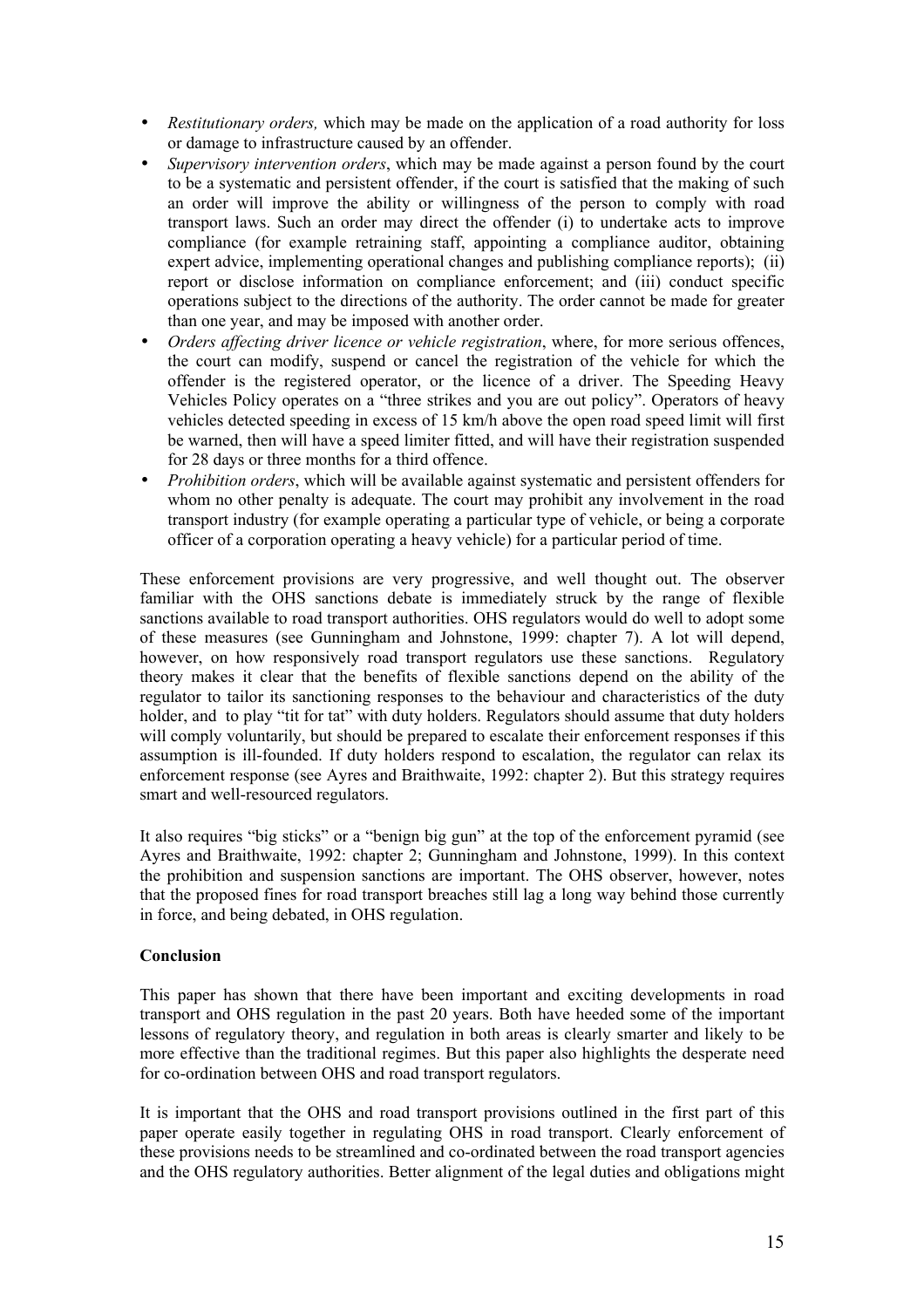- *Restitutionary orders,* which may be made on the application of a road authority for loss or damage to infrastructure caused by an offender.
- *Supervisory intervention orders*, which may be made against a person found by the court to be a systematic and persistent offender, if the court is satisfied that the making of such an order will improve the ability or willingness of the person to comply with road transport laws. Such an order may direct the offender (i) to undertake acts to improve compliance (for example retraining staff, appointing a compliance auditor, obtaining expert advice, implementing operational changes and publishing compliance reports); (ii) report or disclose information on compliance enforcement; and (iii) conduct specific operations subject to the directions of the authority. The order cannot be made for greater than one year, and may be imposed with another order.
- *Orders affecting driver licence or vehicle registration*, where, for more serious offences, the court can modify, suspend or cancel the registration of the vehicle for which the offender is the registered operator, or the licence of a driver. The Speeding Heavy Vehicles Policy operates on a "three strikes and you are out policy". Operators of heavy vehicles detected speeding in excess of 15 km/h above the open road speed limit will first be warned, then will have a speed limiter fitted, and will have their registration suspended for 28 days or three months for a third offence.
- *Prohibition orders*, which will be available against systematic and persistent offenders for whom no other penalty is adequate. The court may prohibit any involvement in the road transport industry (for example operating a particular type of vehicle, or being a corporate officer of a corporation operating a heavy vehicle) for a particular period of time.

These enforcement provisions are very progressive, and well thought out. The observer familiar with the OHS sanctions debate is immediately struck by the range of flexible sanctions available to road transport authorities. OHS regulators would do well to adopt some of these measures (see Gunningham and Johnstone, 1999: chapter 7). A lot will depend, however, on how responsively road transport regulators use these sanctions. Regulatory theory makes it clear that the benefits of flexible sanctions depend on the ability of the regulator to tailor its sanctioning responses to the behaviour and characteristics of the duty holder, and to play "tit for tat" with duty holders. Regulators should assume that duty holders will comply voluntarily, but should be prepared to escalate their enforcement responses if this assumption is ill-founded. If duty holders respond to escalation, the regulator can relax its enforcement response (see Ayres and Braithwaite, 1992: chapter 2). But this strategy requires smart and well-resourced regulators.

It also requires "big sticks" or a "benign big gun" at the top of the enforcement pyramid (see Ayres and Braithwaite, 1992: chapter 2; Gunningham and Johnstone, 1999). In this context the prohibition and suspension sanctions are important. The OHS observer, however, notes that the proposed fines for road transport breaches still lag a long way behind those currently in force, and being debated, in OHS regulation.

**Conclusion**

This paper has shown that there have been important and exciting developments in road transport and OHS regulation in the past 20 years. Both have heeded some of the important lessons of regulatory theory, and regulation in both areas is clearly smarter and likely to be more effective than the traditional regimes. But this paper also highlights the desperate need for co-ordination between OHS and road transport regulators.

It is important that the OHS and road transport provisions outlined in the first part of this paper operate easily together in regulating OHS in road transport. Clearly enforcement of these provisions needs to be streamlined and co-ordinated between the road transport agencies and the OHS regulatory authorities. Better alignment of the legal duties and obligations might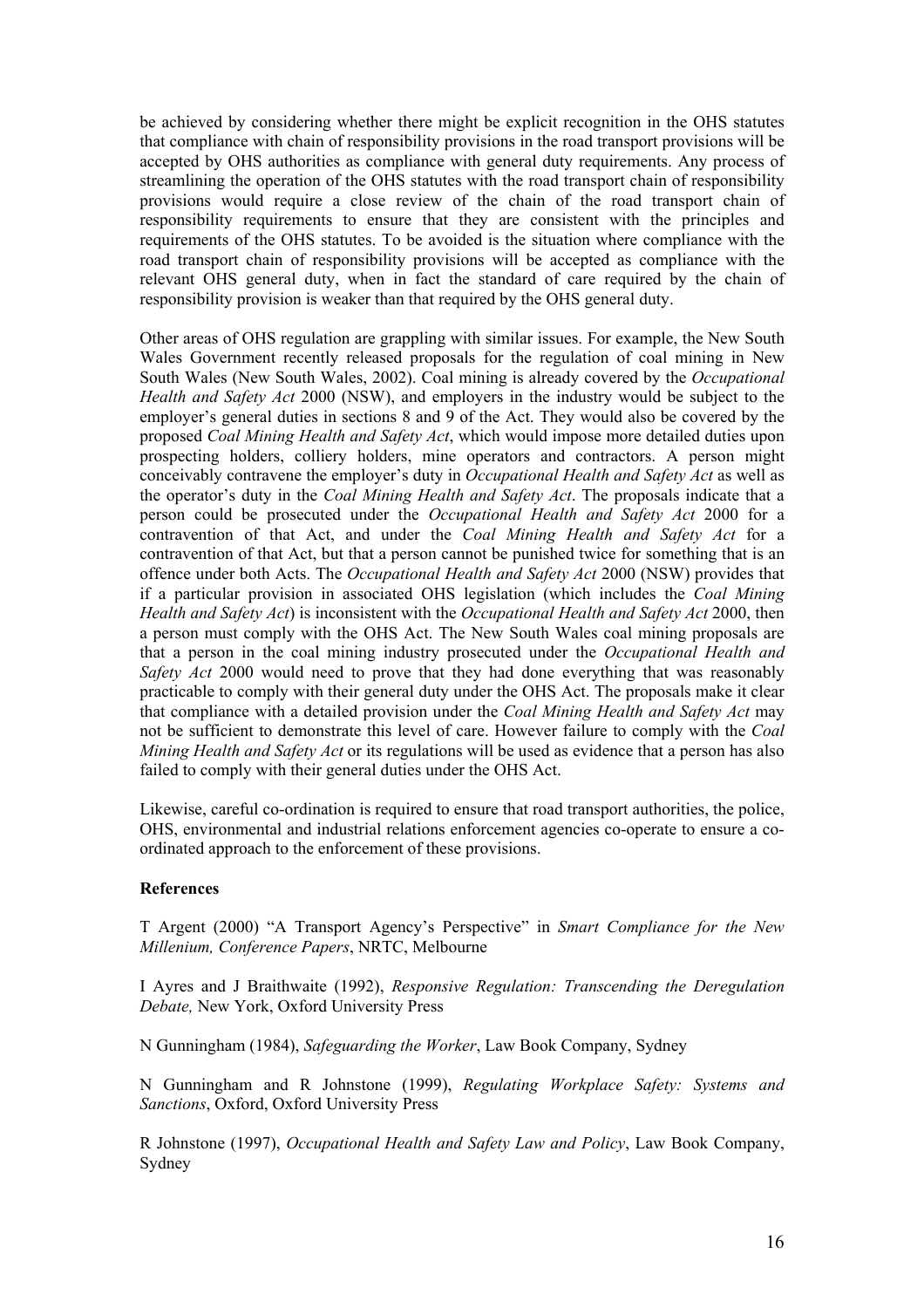be achieved by considering whether there might be explicit recognition in the OHS statutes that compliance with chain of responsibility provisions in the road transport provisions will be accepted by OHS authorities as compliance with general duty requirements. Any process of streamlining the operation of the OHS statutes with the road transport chain of responsibility provisions would require a close review of the chain of the road transport chain of responsibility requirements to ensure that they are consistent with the principles and requirements of the OHS statutes. To be avoided is the situation where compliance with the road transport chain of responsibility provisions will be accepted as compliance with the relevant OHS general duty, when in fact the standard of care required by the chain of responsibility provision is weaker than that required by the OHS general duty.

Other areas of OHS regulation are grappling with similar issues. For example, the New South Wales Government recently released proposals for the regulation of coal mining in New South Wales (New South Wales, 2002). Coal mining is already covered by the *Occupational Health and Safety Act* 2000 (NSW), and employers in the industry would be subject to the employer's general duties in sections 8 and 9 of the Act. They would also be covered by the proposed *Coal Mining Health and Safety Act*, which would impose more detailed duties upon prospecting holders, colliery holders, mine operators and contractors. A person might conceivably contravene the employer's duty in *Occupational Health and Safety Act* as well as the operator's duty in the *Coal Mining Health and Safety Act*. The proposals indicate that a person could be prosecuted under the *Occupational Health and Safety Act* 2000 for a contravention of that Act, and under the *Coal Mining Health and Safety Act* for a contravention of that Act, but that a person cannot be punished twice for something that is an offence under both Acts. The *Occupational Health and Safety Act* 2000 (NSW) provides that if a particular provision in associated OHS legislation (which includes the *Coal Mining Health and Safety Act*) is inconsistent with the *Occupational Health and Safety Act* 2000, then a person must comply with the OHS Act. The New South Wales coal mining proposals are that a person in the coal mining industry prosecuted under the *Occupational Health and Safety Act* 2000 would need to prove that they had done everything that was reasonably practicable to comply with their general duty under the OHS Act. The proposals make it clear that compliance with a detailed provision under the *Coal Mining Health and Safety Act* may not be sufficient to demonstrate this level of care. However failure to comply with the *Coal Mining Health and Safety Act* or its regulations will be used as evidence that a person has also failed to comply with their general duties under the OHS Act.

Likewise, careful co-ordination is required to ensure that road transport authorities, the police, OHS, environmental and industrial relations enforcement agencies co-operate to ensure a co-ordinated approach to the enforcement of these provisions.

**References**

T Argent (2000) "A Transport Agency's Perspective" in *Smart Compliance for the New Millenium, Conference Papers*, NRTC, Melbourne

I Ayres and J Braithwaite (1992), *Responsive Regulation: Transcending the Deregulation Debate,* New York, Oxford University Press

N Gunningham (1984), *Safeguarding the Worker*, Law Book Company, Sydney

N Gunningham and R Johnstone (1999), *Regulating Workplace Safety: Systems and Sanctions*, Oxford, Oxford University Press

R Johnstone (1997), *Occupational Health and Safety Law and Policy*, Law Book Company, Sydney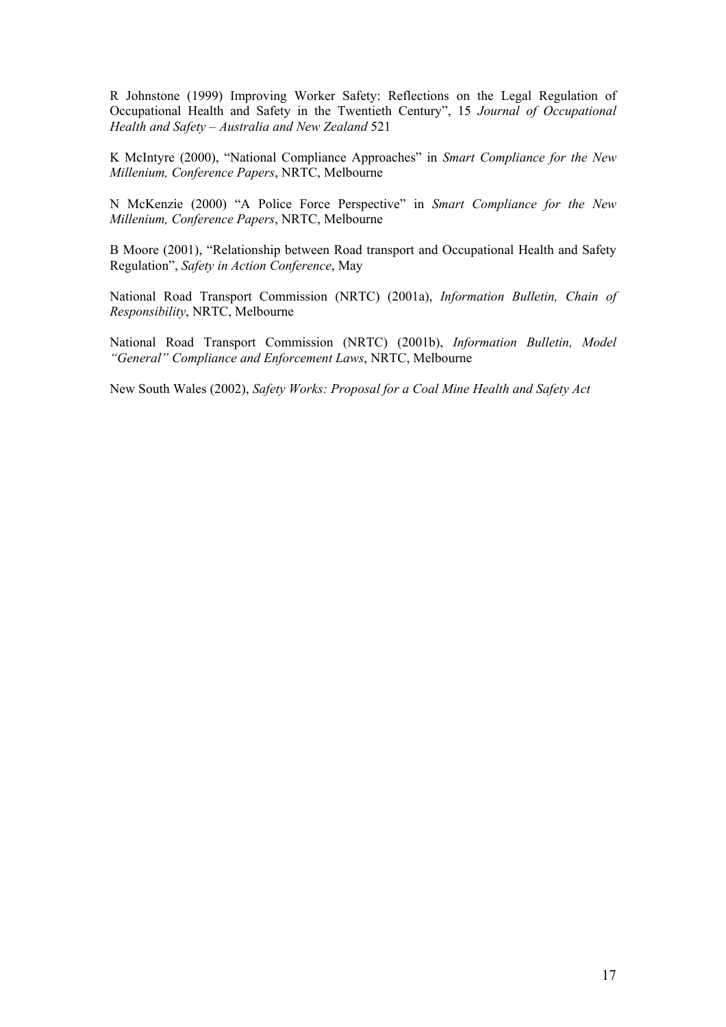R Johnstone (1999) Improving Worker Safety: Reflections on the Legal Regulation of Occupational Health and Safety in the Twentieth Century", 15 *Journal of Occupational Health and Safety – Australia and New Zealand* 521

K McIntyre (2000), "National Compliance Approaches" in *Smart Compliance for the New Millenium, Conference Papers*, NRTC, Melbourne

N McKenzie (2000) "A Police Force Perspective" in *Smart Compliance for the New Millenium, Conference Papers*, NRTC, Melbourne

B Moore (2001), "Relationship between Road transport and Occupational Health and Safety Regulation", *Safety in Action Conference*, May

National Road Transport Commission (NRTC) (2001a), *Information Bulletin, Chain of Responsibility*, NRTC, Melbourne

National Road Transport Commission (NRTC) (2001b), *Information Bulletin, Model "General" Compliance and Enforcement Laws*, NRTC, Melbourne

New South Wales (2002), *Safety Works: Proposal for a Coal Mine Health and Safety Act*